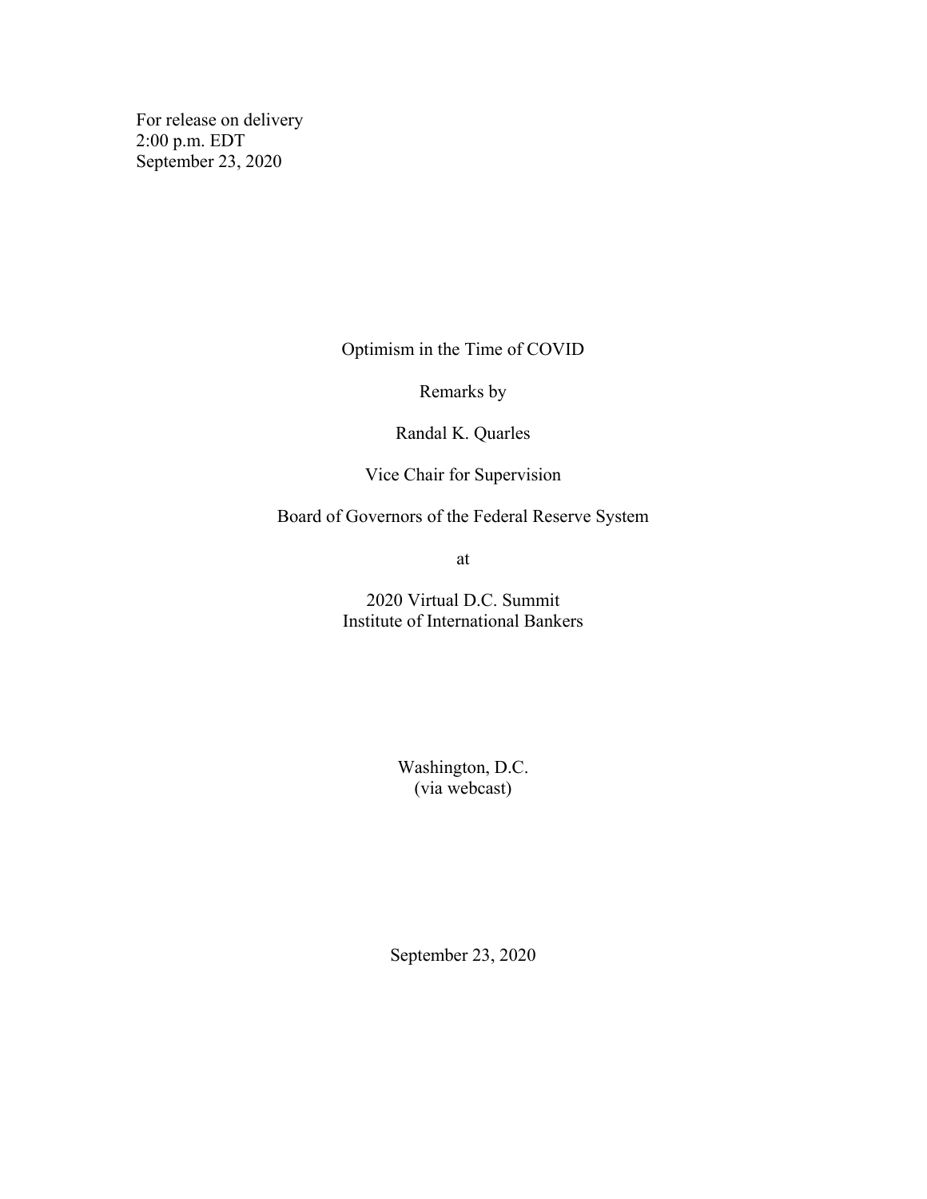For release on delivery
2:00 p.m. EDT
September 23, 2020

# Optimism in the Time of COVID

Remarks by

Randal K. Quarles

Vice Chair for Supervision

Board of Governors of the Federal Reserve System

at

2020 Virtual D.C. Summit
Institute of International Bankers

Washington, D.C.
(via webcast)

September 23, 2020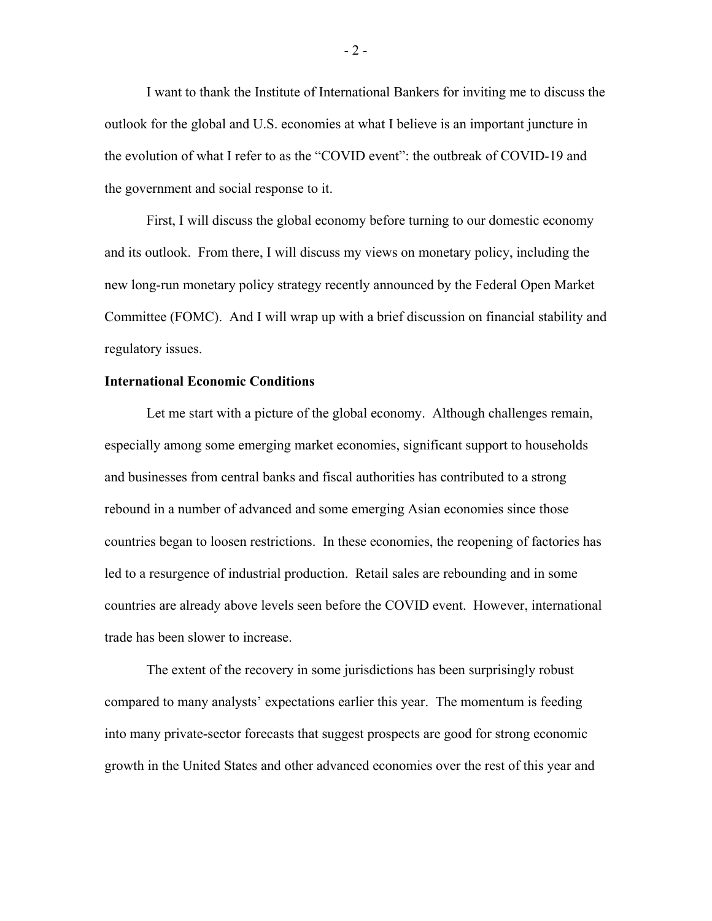I want to thank the Institute of International Bankers for inviting me to discuss the outlook for the global and U.S. economies at what I believe is an important juncture in the evolution of what I refer to as the "COVID event": the outbreak of COVID-19 and the government and social response to it.

First, I will discuss the global economy before turning to our domestic economy and its outlook. From there, I will discuss my views on monetary policy, including the new long-run monetary policy strategy recently announced by the Federal Open Market Committee (FOMC). And I will wrap up with a brief discussion on financial stability and regulatory issues.

**International Economic Conditions**

Let me start with a picture of the global economy. Although challenges remain, especially among some emerging market economies, significant support to households and businesses from central banks and fiscal authorities has contributed to a strong rebound in a number of advanced and some emerging Asian economies since those countries began to loosen restrictions. In these economies, the reopening of factories has led to a resurgence of industrial production. Retail sales are rebounding and in some countries are already above levels seen before the COVID event. However, international trade has been slower to increase.

The extent of the recovery in some jurisdictions has been surprisingly robust compared to many analysts' expectations earlier this year. The momentum is feeding into many private-sector forecasts that suggest prospects are good for strong economic growth in the United States and other advanced economies over the rest of this year and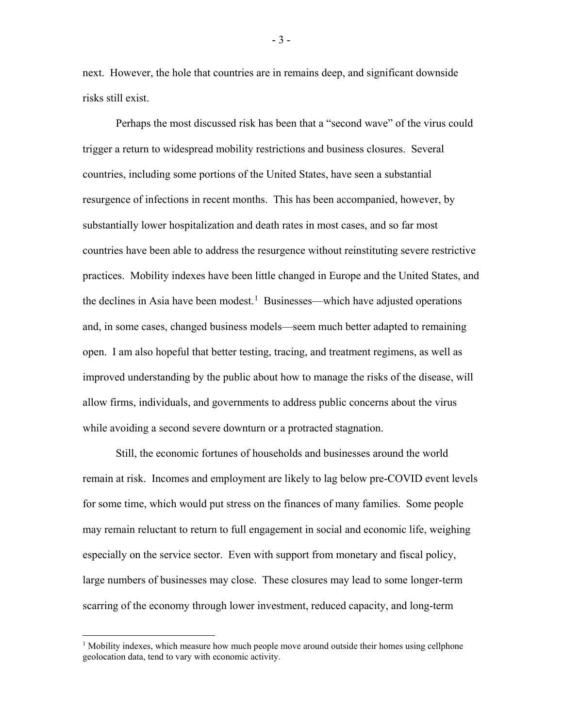next. However, the hole that countries are in remains deep, and significant downside risks still exist.

Perhaps the most discussed risk has been that a "second wave" of the virus could trigger a return to widespread mobility restrictions and business closures. Several countries, including some portions of the United States, have seen a substantial resurgence of infections in recent months. This has been accompanied, however, by substantially lower hospitalization and death rates in most cases, and so far most countries have been able to address the resurgence without reinstituting severe restrictive practices. Mobility indexes have been little changed in Europe and the United States, and the declines in Asia have been modest.[1] Businesses—which have adjusted operations and, in some cases, changed business models—seem much better adapted to remaining open. I am also hopeful that better testing, tracing, and treatment regimens, as well as improved understanding by the public about how to manage the risks of the disease, will allow firms, individuals, and governments to address public concerns about the virus while avoiding a second severe downturn or a protracted stagnation.

Still, the economic fortunes of households and businesses around the world remain at risk. Incomes and employment are likely to lag below pre-COVID event levels for some time, which would put stress on the finances of many families. Some people may remain reluctant to return to full engagement in social and economic life, weighing especially on the service sector. Even with support from monetary and fiscal policy, large numbers of businesses may close. These closures may lead to some longer-term scarring of the economy through lower investment, reduced capacity, and long-term

---

[1] Mobility indexes, which measure how much people move around outside their homes using cellphone geolocation data, tend to vary with economic activity.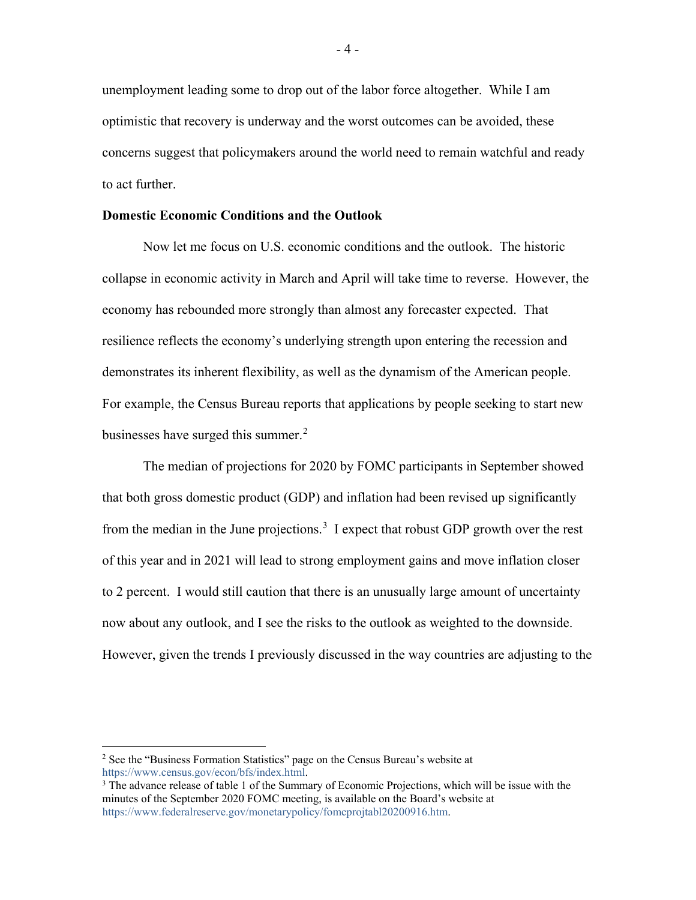unemployment leading some to drop out of the labor force altogether. While I am optimistic that recovery is underway and the worst outcomes can be avoided, these concerns suggest that policymakers around the world need to remain watchful and ready to act further.

**Domestic Economic Conditions and the Outlook**

Now let me focus on U.S. economic conditions and the outlook. The historic collapse in economic activity in March and April will take time to reverse. However, the economy has rebounded more strongly than almost any forecaster expected. That resilience reflects the economy's underlying strength upon entering the recession and demonstrates its inherent flexibility, as well as the dynamism of the American people. For example, the Census Bureau reports that applications by people seeking to start new businesses have surged this summer.[2]

The median of projections for 2020 by FOMC participants in September showed that both gross domestic product (GDP) and inflation had been revised up significantly from the median in the June projections.[3] I expect that robust GDP growth over the rest of this year and in 2021 will lead to strong employment gains and move inflation closer to 2 percent. I would still caution that there is an unusually large amount of uncertainty now about any outlook, and I see the risks to the outlook as weighted to the downside. However, given the trends I previously discussed in the way countries are adjusting to the

---

[2] See the "Business Formation Statistics" page on the Census Bureau's website at https://www.census.gov/econ/bfs/index.html.

[3] The advance release of table 1 of the Summary of Economic Projections, which will be issue with the minutes of the September 2020 FOMC meeting, is available on the Board's website at https://www.federalreserve.gov/monetarypolicy/fomcprojtabl20200916.htm.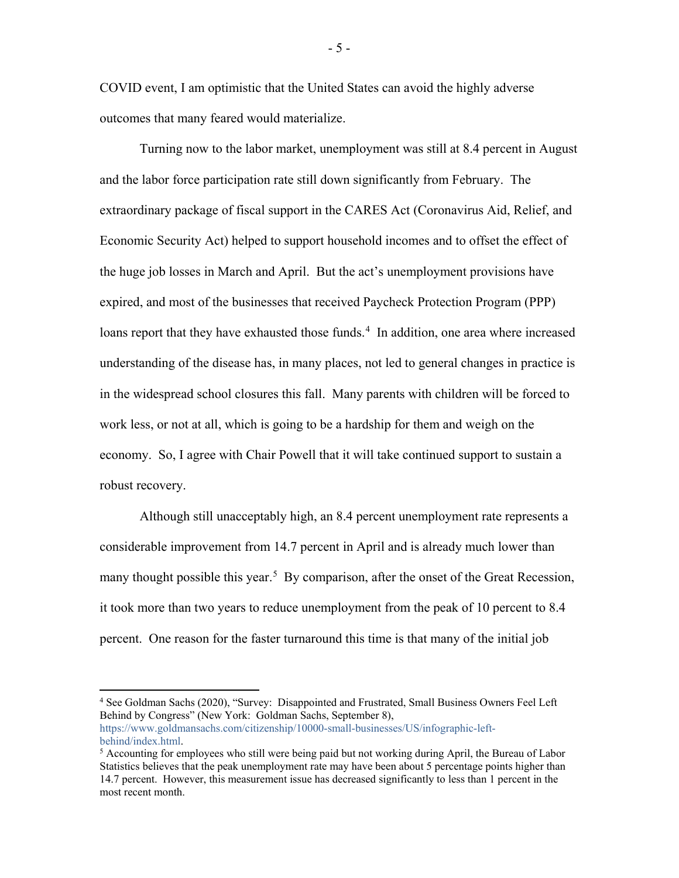COVID event, I am optimistic that the United States can avoid the highly adverse outcomes that many feared would materialize.

Turning now to the labor market, unemployment was still at 8.4 percent in August and the labor force participation rate still down significantly from February. The extraordinary package of fiscal support in the CARES Act (Coronavirus Aid, Relief, and Economic Security Act) helped to support household incomes and to offset the effect of the huge job losses in March and April. But the act's unemployment provisions have expired, and most of the businesses that received Paycheck Protection Program (PPP) loans report that they have exhausted those funds.[4] In addition, one area where increased understanding of the disease has, in many places, not led to general changes in practice is in the widespread school closures this fall. Many parents with children will be forced to work less, or not at all, which is going to be a hardship for them and weigh on the economy. So, I agree with Chair Powell that it will take continued support to sustain a robust recovery.

Although still unacceptably high, an 8.4 percent unemployment rate represents a considerable improvement from 14.7 percent in April and is already much lower than many thought possible this year.[5] By comparison, after the onset of the Great Recession, it took more than two years to reduce unemployment from the peak of 10 percent to 8.4 percent. One reason for the faster turnaround this time is that many of the initial job

---

[4] See Goldman Sachs (2020), "Survey: Disappointed and Frustrated, Small Business Owners Feel Left Behind by Congress" (New York: Goldman Sachs, September 8), https://www.goldmansachs.com/citizenship/10000-small-businesses/US/infographic-left-behind/index.html.

[5] Accounting for employees who still were being paid but not working during April, the Bureau of Labor Statistics believes that the peak unemployment rate may have been about 5 percentage points higher than 14.7 percent. However, this measurement issue has decreased significantly to less than 1 percent in the most recent month.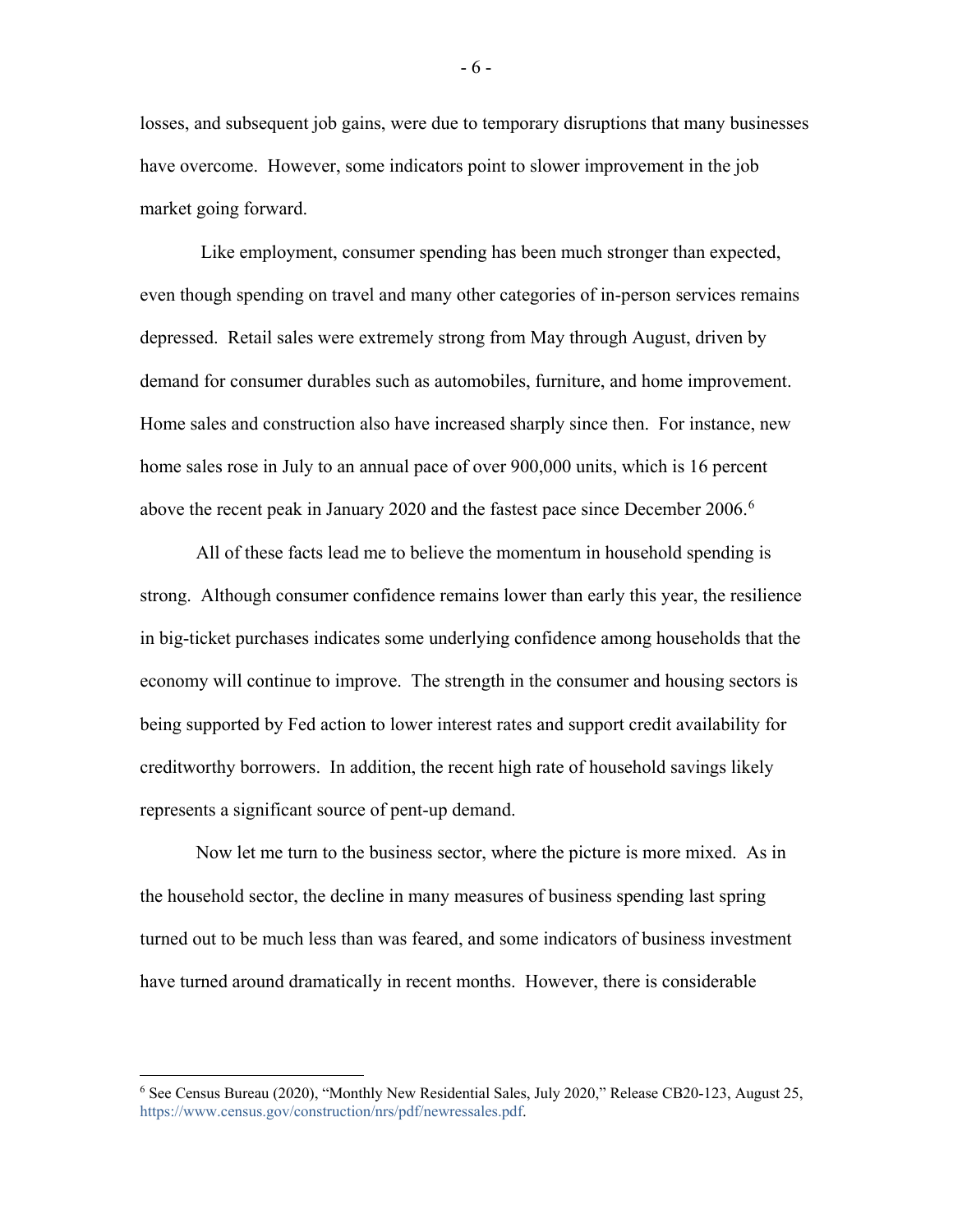losses, and subsequent job gains, were due to temporary disruptions that many businesses have overcome. However, some indicators point to slower improvement in the job market going forward.

Like employment, consumer spending has been much stronger than expected, even though spending on travel and many other categories of in-person services remains depressed. Retail sales were extremely strong from May through August, driven by demand for consumer durables such as automobiles, furniture, and home improvement. Home sales and construction also have increased sharply since then. For instance, new home sales rose in July to an annual pace of over 900,000 units, which is 16 percent above the recent peak in January 2020 and the fastest pace since December 2006.[6]

All of these facts lead me to believe the momentum in household spending is strong. Although consumer confidence remains lower than early this year, the resilience in big-ticket purchases indicates some underlying confidence among households that the economy will continue to improve. The strength in the consumer and housing sectors is being supported by Fed action to lower interest rates and support credit availability for creditworthy borrowers. In addition, the recent high rate of household savings likely represents a significant source of pent-up demand.

Now let me turn to the business sector, where the picture is more mixed. As in the household sector, the decline in many measures of business spending last spring turned out to be much less than was feared, and some indicators of business investment have turned around dramatically in recent months. However, there is considerable

---

[6] See Census Bureau (2020), "Monthly New Residential Sales, July 2020," Release CB20-123, August 25, https://www.census.gov/construction/nrs/pdf/newressales.pdf.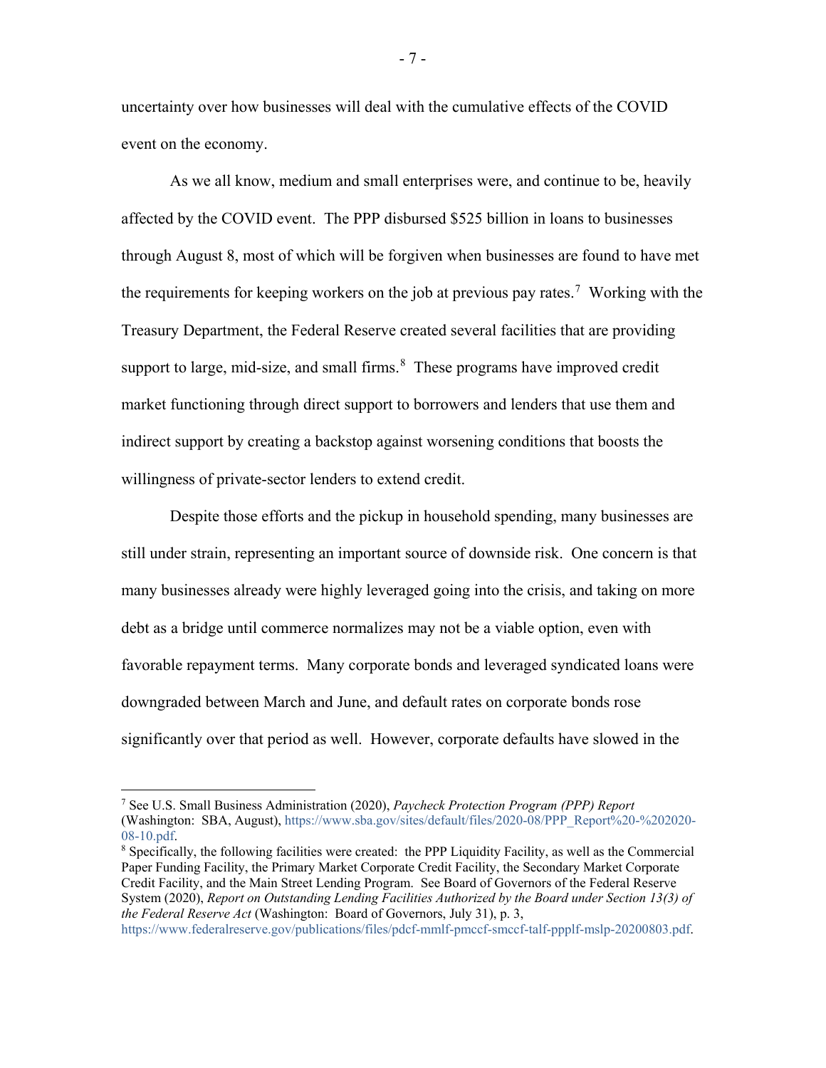uncertainty over how businesses will deal with the cumulative effects of the COVID event on the economy.

As we all know, medium and small enterprises were, and continue to be, heavily affected by the COVID event. The PPP disbursed $525 billion in loans to businesses through August 8, most of which will be forgiven when businesses are found to have met the requirements for keeping workers on the job at previous pay rates.[7] Working with the Treasury Department, the Federal Reserve created several facilities that are providing support to large, mid-size, and small firms.[8] These programs have improved credit market functioning through direct support to borrowers and lenders that use them and indirect support by creating a backstop against worsening conditions that boosts the willingness of private-sector lenders to extend credit.

Despite those efforts and the pickup in household spending, many businesses are still under strain, representing an important source of downside risk. One concern is that many businesses already were highly leveraged going into the crisis, and taking on more debt as a bridge until commerce normalizes may not be a viable option, even with favorable repayment terms. Many corporate bonds and leveraged syndicated loans were downgraded between March and June, and default rates on corporate bonds rose significantly over that period as well. However, corporate defaults have slowed in the

---

[7] See U.S. Small Business Administration (2020), *Paycheck Protection Program (PPP) Report* (Washington: SBA, August), https://www.sba.gov/sites/default/files/2020-08/PPP_Report%20-%202020-08-10.pdf.

[8] Specifically, the following facilities were created: the PPP Liquidity Facility, as well as the Commercial Paper Funding Facility, the Primary Market Corporate Credit Facility, the Secondary Market Corporate Credit Facility, and the Main Street Lending Program. See Board of Governors of the Federal Reserve System (2020), *Report on Outstanding Lending Facilities Authorized by the Board under Section 13(3) of the Federal Reserve Act* (Washington: Board of Governors, July 31), p. 3, https://www.federalreserve.gov/publications/files/pdcf-mmlf-pmccf-smccf-talf-ppplf-mslp-20200803.pdf.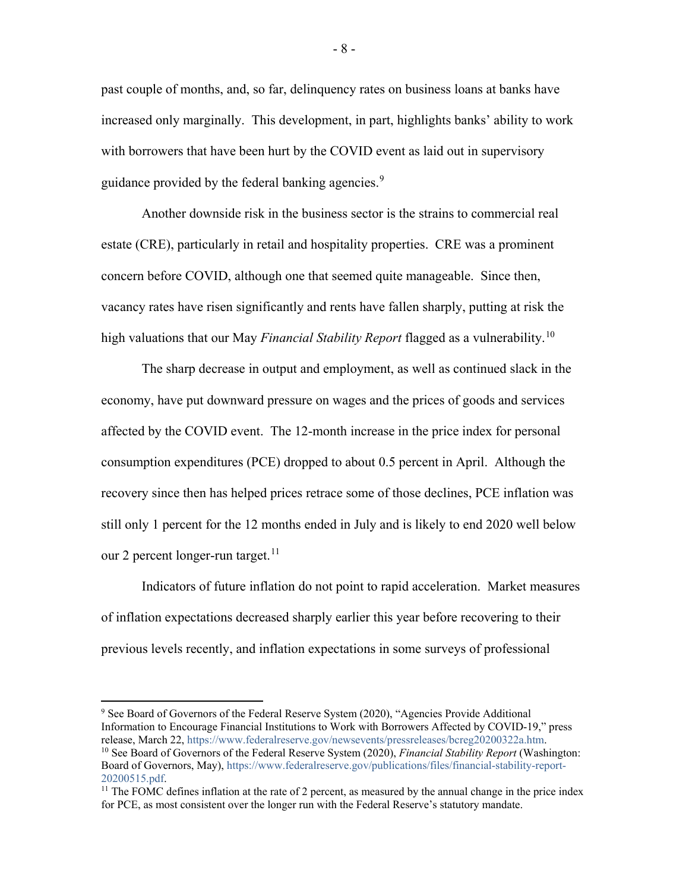past couple of months, and, so far, delinquency rates on business loans at banks have increased only marginally. This development, in part, highlights banks' ability to work with borrowers that have been hurt by the COVID event as laid out in supervisory guidance provided by the federal banking agencies.[9]

Another downside risk in the business sector is the strains to commercial real estate (CRE), particularly in retail and hospitality properties. CRE was a prominent concern before COVID, although one that seemed quite manageable. Since then, vacancy rates have risen significantly and rents have fallen sharply, putting at risk the high valuations that our May *Financial Stability Report* flagged as a vulnerability.[10]

The sharp decrease in output and employment, as well as continued slack in the economy, have put downward pressure on wages and the prices of goods and services affected by the COVID event. The 12-month increase in the price index for personal consumption expenditures (PCE) dropped to about 0.5 percent in April. Although the recovery since then has helped prices retrace some of those declines, PCE inflation was still only 1 percent for the 12 months ended in July and is likely to end 2020 well below our 2 percent longer-run target.[11]

Indicators of future inflation do not point to rapid acceleration. Market measures of inflation expectations decreased sharply earlier this year before recovering to their previous levels recently, and inflation expectations in some surveys of professional

---

[9] See Board of Governors of the Federal Reserve System (2020), "Agencies Provide Additional Information to Encourage Financial Institutions to Work with Borrowers Affected by COVID-19," press release, March 22, https://www.federalreserve.gov/newsevents/pressreleases/bcreg20200322a.htm.

[10] See Board of Governors of the Federal Reserve System (2020), *Financial Stability Report* (Washington: Board of Governors, May), https://www.federalreserve.gov/publications/files/financial-stability-report-20200515.pdf.

[11] The FOMC defines inflation at the rate of 2 percent, as measured by the annual change in the price index for PCE, as most consistent over the longer run with the Federal Reserve's statutory mandate.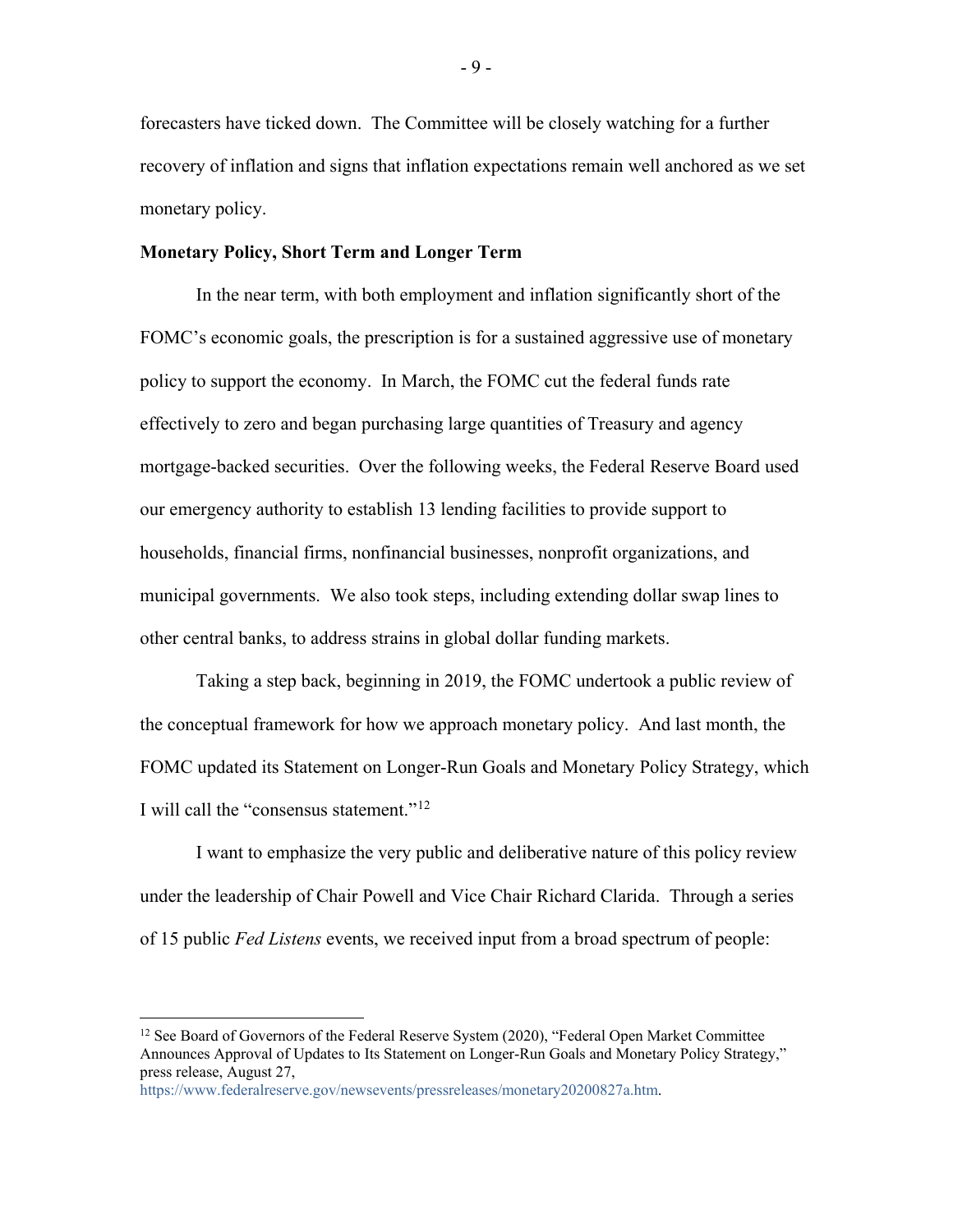forecasters have ticked down. The Committee will be closely watching for a further recovery of inflation and signs that inflation expectations remain well anchored as we set monetary policy.

**Monetary Policy, Short Term and Longer Term**

In the near term, with both employment and inflation significantly short of the FOMC's economic goals, the prescription is for a sustained aggressive use of monetary policy to support the economy. In March, the FOMC cut the federal funds rate effectively to zero and began purchasing large quantities of Treasury and agency mortgage-backed securities. Over the following weeks, the Federal Reserve Board used our emergency authority to establish 13 lending facilities to provide support to households, financial firms, nonfinancial businesses, nonprofit organizations, and municipal governments. We also took steps, including extending dollar swap lines to other central banks, to address strains in global dollar funding markets.

Taking a step back, beginning in 2019, the FOMC undertook a public review of the conceptual framework for how we approach monetary policy. And last month, the FOMC updated its Statement on Longer-Run Goals and Monetary Policy Strategy, which I will call the "consensus statement."[12]

I want to emphasize the very public and deliberative nature of this policy review under the leadership of Chair Powell and Vice Chair Richard Clarida. Through a series of 15 public *Fed Listens* events, we received input from a broad spectrum of people:

---

[12] See Board of Governors of the Federal Reserve System (2020), "Federal Open Market Committee Announces Approval of Updates to Its Statement on Longer-Run Goals and Monetary Policy Strategy," press release, August 27, https://www.federalreserve.gov/newsevents/pressreleases/monetary20200827a.htm.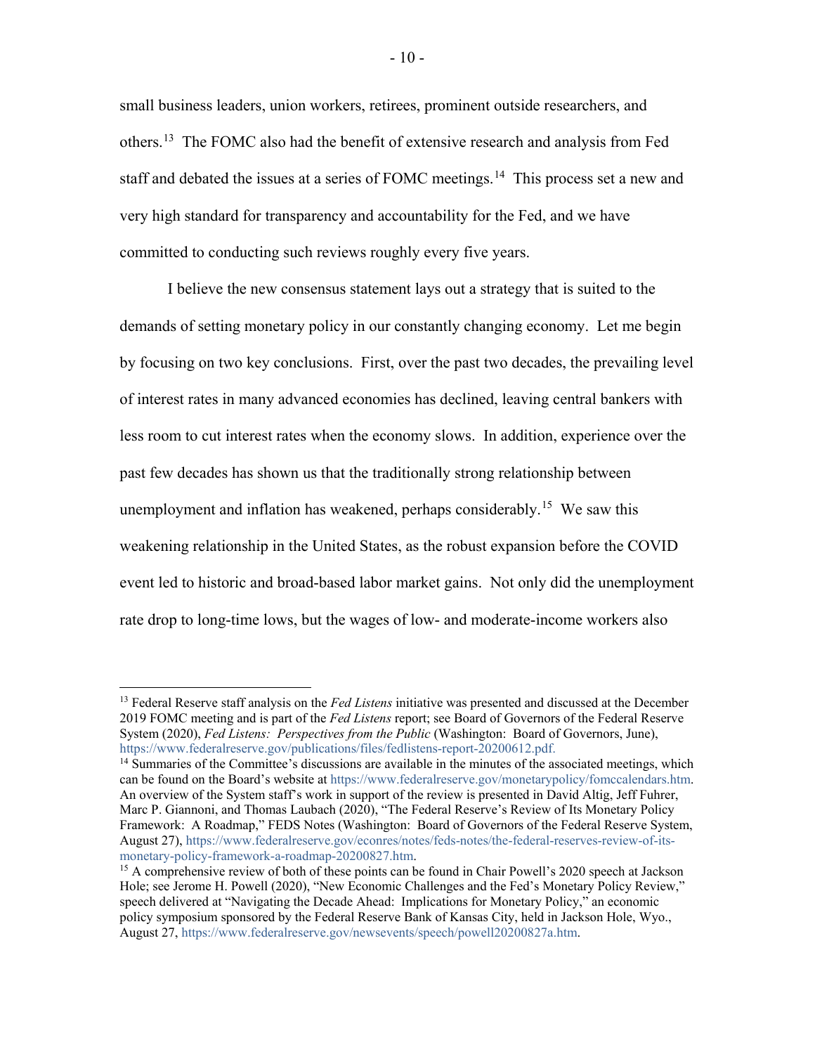small business leaders, union workers, retirees, prominent outside researchers, and others.[13] The FOMC also had the benefit of extensive research and analysis from Fed staff and debated the issues at a series of FOMC meetings.[14] This process set a new and very high standard for transparency and accountability for the Fed, and we have committed to conducting such reviews roughly every five years.

I believe the new consensus statement lays out a strategy that is suited to the demands of setting monetary policy in our constantly changing economy. Let me begin by focusing on two key conclusions. First, over the past two decades, the prevailing level of interest rates in many advanced economies has declined, leaving central bankers with less room to cut interest rates when the economy slows. In addition, experience over the past few decades has shown us that the traditionally strong relationship between unemployment and inflation has weakened, perhaps considerably.[15] We saw this weakening relationship in the United States, as the robust expansion before the COVID event led to historic and broad-based labor market gains. Not only did the unemployment rate drop to long-time lows, but the wages of low- and moderate-income workers also

---

[13] Federal Reserve staff analysis on the *Fed Listens* initiative was presented and discussed at the December 2019 FOMC meeting and is part of the *Fed Listens* report; see Board of Governors of the Federal Reserve System (2020), *Fed Listens: Perspectives from the Public* (Washington: Board of Governors, June), https://www.federalreserve.gov/publications/files/fedlistens-report-20200612.pdf.

[14] Summaries of the Committee's discussions are available in the minutes of the associated meetings, which can be found on the Board's website at https://www.federalreserve.gov/monetarypolicy/fomccalendars.htm. An overview of the System staff's work in support of the review is presented in David Altig, Jeff Fuhrer, Marc P. Giannoni, and Thomas Laubach (2020), "The Federal Reserve's Review of Its Monetary Policy Framework: A Roadmap," FEDS Notes (Washington: Board of Governors of the Federal Reserve System, August 27), https://www.federalreserve.gov/econres/notes/feds-notes/the-federal-reserves-review-of-its-monetary-policy-framework-a-roadmap-20200827.htm.

[15] A comprehensive review of both of these points can be found in Chair Powell's 2020 speech at Jackson Hole; see Jerome H. Powell (2020), "New Economic Challenges and the Fed's Monetary Policy Review," speech delivered at "Navigating the Decade Ahead: Implications for Monetary Policy," an economic policy symposium sponsored by the Federal Reserve Bank of Kansas City, held in Jackson Hole, Wyo., August 27, https://www.federalreserve.gov/newsevents/speech/powell20200827a.htm.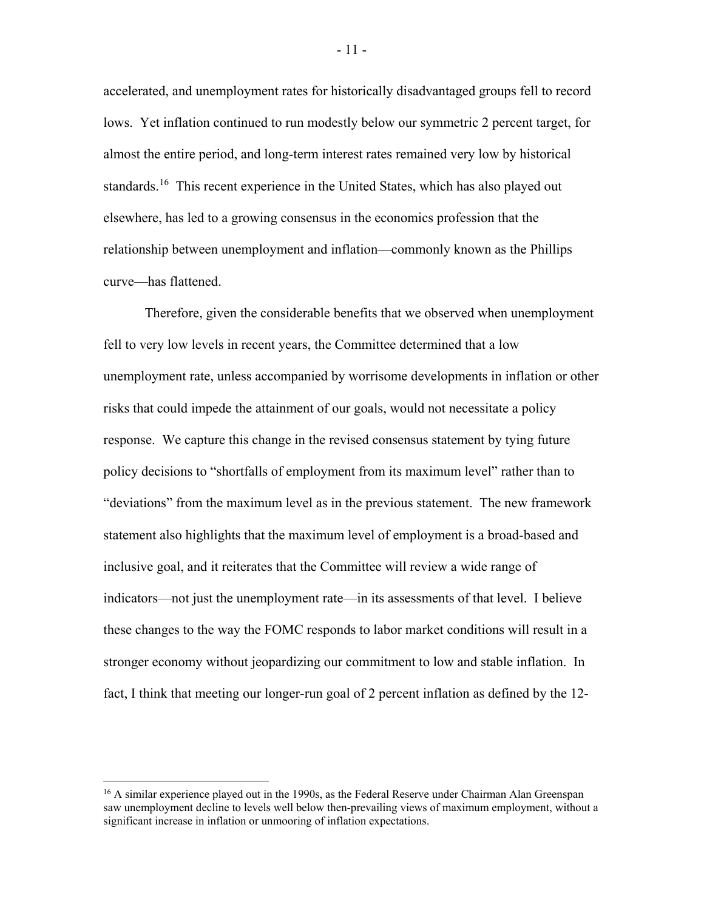accelerated, and unemployment rates for historically disadvantaged groups fell to record lows. Yet inflation continued to run modestly below our symmetric 2 percent target, for almost the entire period, and long-term interest rates remained very low by historical standards.[16] This recent experience in the United States, which has also played out elsewhere, has led to a growing consensus in the economics profession that the relationship between unemployment and inflation—commonly known as the Phillips curve—has flattened.

Therefore, given the considerable benefits that we observed when unemployment fell to very low levels in recent years, the Committee determined that a low unemployment rate, unless accompanied by worrisome developments in inflation or other risks that could impede the attainment of our goals, would not necessitate a policy response. We capture this change in the revised consensus statement by tying future policy decisions to "shortfalls of employment from its maximum level" rather than to "deviations" from the maximum level as in the previous statement. The new framework statement also highlights that the maximum level of employment is a broad-based and inclusive goal, and it reiterates that the Committee will review a wide range of indicators—not just the unemployment rate—in its assessments of that level. I believe these changes to the way the FOMC responds to labor market conditions will result in a stronger economy without jeopardizing our commitment to low and stable inflation. In fact, I think that meeting our longer-run goal of 2 percent inflation as defined by the 12-

---

[16] A similar experience played out in the 1990s, as the Federal Reserve under Chairman Alan Greenspan saw unemployment decline to levels well below then-prevailing views of maximum employment, without a significant increase in inflation or unmooring of inflation expectations.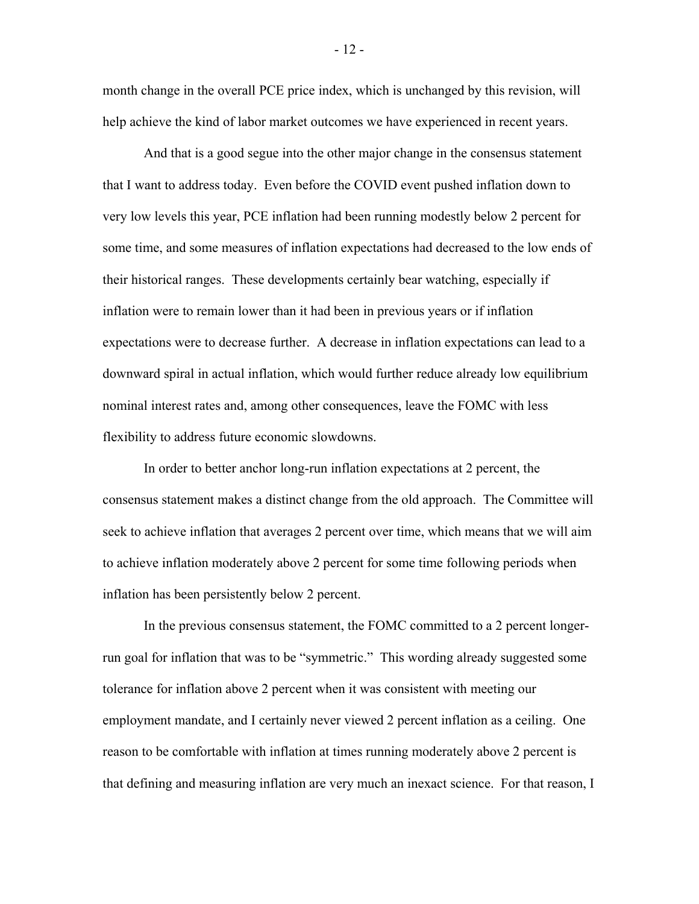month change in the overall PCE price index, which is unchanged by this revision, will help achieve the kind of labor market outcomes we have experienced in recent years.

And that is a good segue into the other major change in the consensus statement that I want to address today. Even before the COVID event pushed inflation down to very low levels this year, PCE inflation had been running modestly below 2 percent for some time, and some measures of inflation expectations had decreased to the low ends of their historical ranges. These developments certainly bear watching, especially if inflation were to remain lower than it had been in previous years or if inflation expectations were to decrease further. A decrease in inflation expectations can lead to a downward spiral in actual inflation, which would further reduce already low equilibrium nominal interest rates and, among other consequences, leave the FOMC with less flexibility to address future economic slowdowns.

In order to better anchor long-run inflation expectations at 2 percent, the consensus statement makes a distinct change from the old approach. The Committee will seek to achieve inflation that averages 2 percent over time, which means that we will aim to achieve inflation moderately above 2 percent for some time following periods when inflation has been persistently below 2 percent.

In the previous consensus statement, the FOMC committed to a 2 percent longer-run goal for inflation that was to be "symmetric." This wording already suggested some tolerance for inflation above 2 percent when it was consistent with meeting our employment mandate, and I certainly never viewed 2 percent inflation as a ceiling. One reason to be comfortable with inflation at times running moderately above 2 percent is that defining and measuring inflation are very much an inexact science. For that reason, I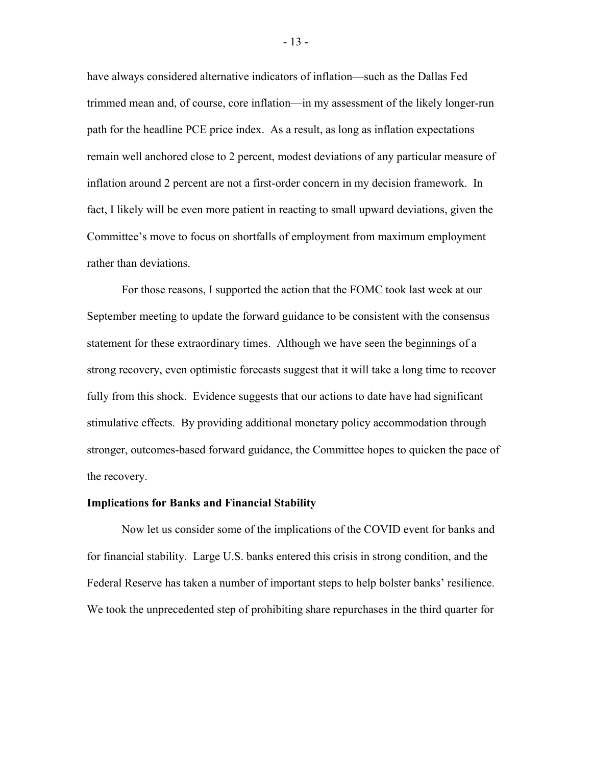have always considered alternative indicators of inflation—such as the Dallas Fed trimmed mean and, of course, core inflation—in my assessment of the likely longer-run path for the headline PCE price index. As a result, as long as inflation expectations remain well anchored close to 2 percent, modest deviations of any particular measure of inflation around 2 percent are not a first-order concern in my decision framework. In fact, I likely will be even more patient in reacting to small upward deviations, given the Committee's move to focus on shortfalls of employment from maximum employment rather than deviations.

For those reasons, I supported the action that the FOMC took last week at our September meeting to update the forward guidance to be consistent with the consensus statement for these extraordinary times. Although we have seen the beginnings of a strong recovery, even optimistic forecasts suggest that it will take a long time to recover fully from this shock. Evidence suggests that our actions to date have had significant stimulative effects. By providing additional monetary policy accommodation through stronger, outcomes-based forward guidance, the Committee hopes to quicken the pace of the recovery.

**Implications for Banks and Financial Stability**

Now let us consider some of the implications of the COVID event for banks and for financial stability. Large U.S. banks entered this crisis in strong condition, and the Federal Reserve has taken a number of important steps to help bolster banks' resilience. We took the unprecedented step of prohibiting share repurchases in the third quarter for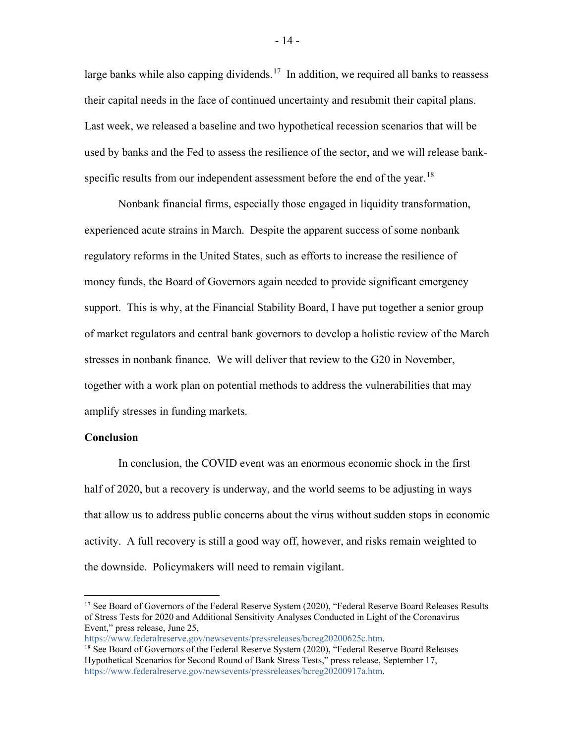large banks while also capping dividends.[17] In addition, we required all banks to reassess their capital needs in the face of continued uncertainty and resubmit their capital plans. Last week, we released a baseline and two hypothetical recession scenarios that will be used by banks and the Fed to assess the resilience of the sector, and we will release bank-specific results from our independent assessment before the end of the year.[18]

Nonbank financial firms, especially those engaged in liquidity transformation, experienced acute strains in March. Despite the apparent success of some nonbank regulatory reforms in the United States, such as efforts to increase the resilience of money funds, the Board of Governors again needed to provide significant emergency support. This is why, at the Financial Stability Board, I have put together a senior group of market regulators and central bank governors to develop a holistic review of the March stresses in nonbank finance. We will deliver that review to the G20 in November, together with a work plan on potential methods to address the vulnerabilities that may amplify stresses in funding markets.

**Conclusion**

In conclusion, the COVID event was an enormous economic shock in the first half of 2020, but a recovery is underway, and the world seems to be adjusting in ways that allow us to address public concerns about the virus without sudden stops in economic activity. A full recovery is still a good way off, however, and risks remain weighted to the downside. Policymakers will need to remain vigilant.

---

[17] See Board of Governors of the Federal Reserve System (2020), "Federal Reserve Board Releases Results of Stress Tests for 2020 and Additional Sensitivity Analyses Conducted in Light of the Coronavirus Event," press release, June 25, https://www.federalreserve.gov/newsevents/pressreleases/bcreg20200625c.htm.

[18] See Board of Governors of the Federal Reserve System (2020), "Federal Reserve Board Releases Hypothetical Scenarios for Second Round of Bank Stress Tests," press release, September 17, https://www.federalreserve.gov/newsevents/pressreleases/bcreg20200917a.htm.